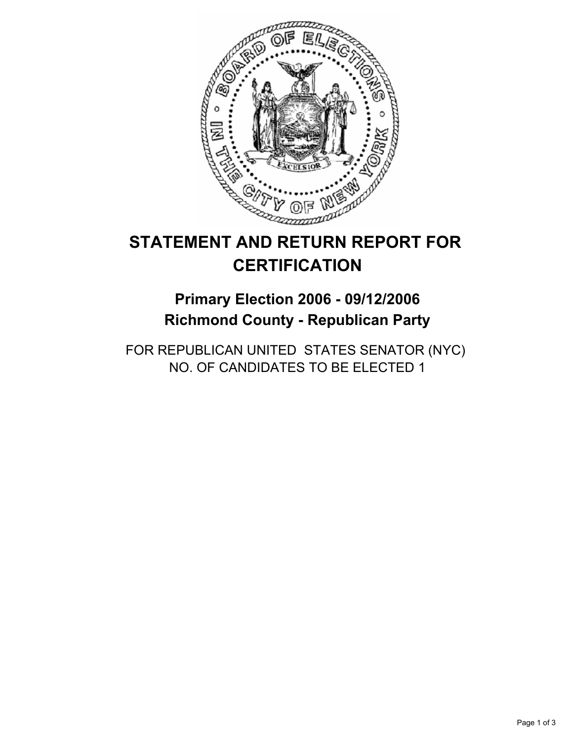# STATEMENT AND RETURN REPORT FOR CERTIFICATION

## Primary Election 2006 - 09/12/2006
## Richmond County - Republican Party

FOR REPUBLICAN UNITED STATES SENATOR (NYC)
NO. OF CANDIDATES TO BE ELECTED 1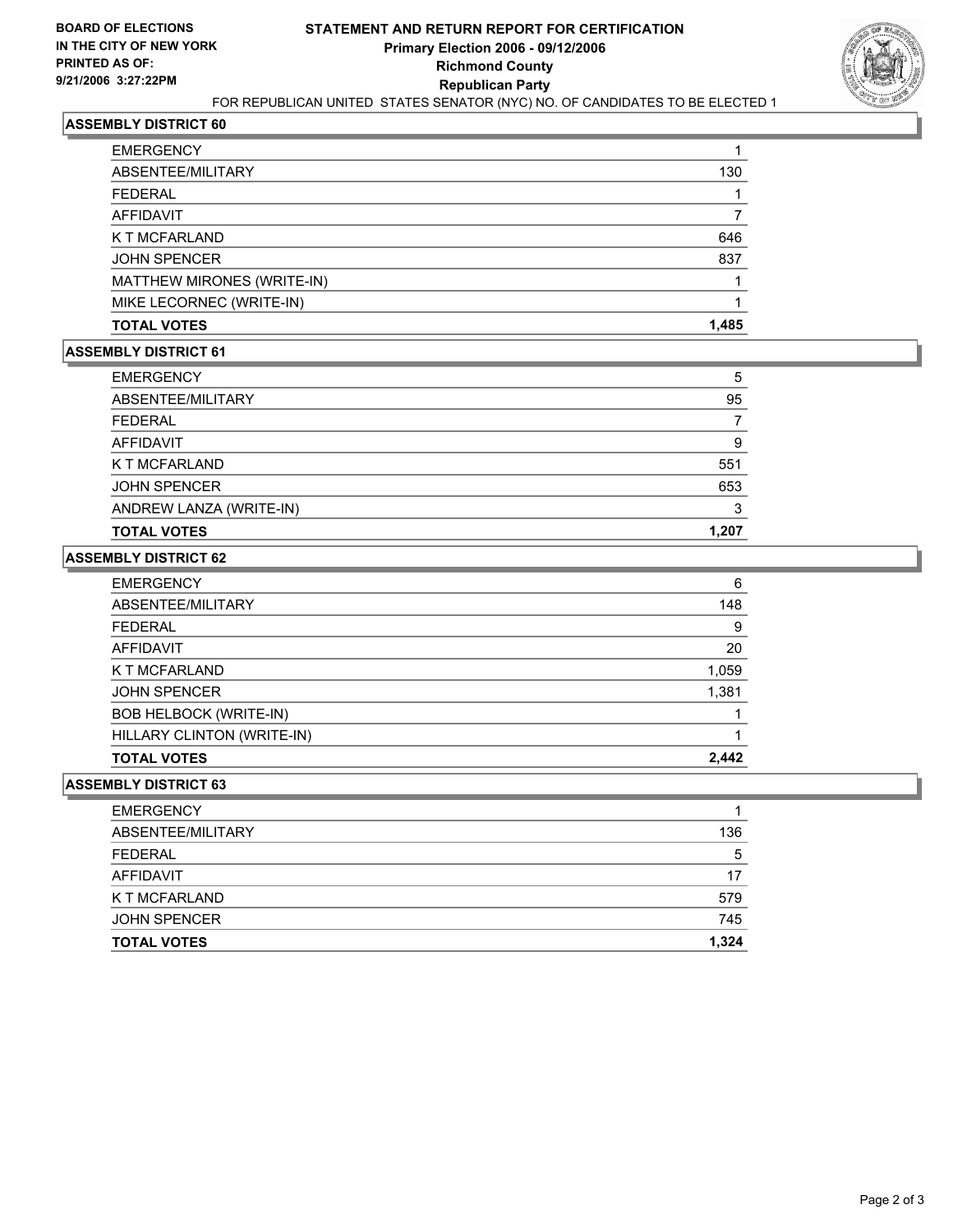**BOARD OF ELECTIONS IN THE CITY OF NEW YORK PRINTED AS OF: 9/21/2006 3:27:22PM**

# STATEMENT AND RETURN REPORT FOR CERTIFICATION
## Primary Election 2006 - 09/12/2006
## Richmond County
## Republican Party

FOR REPUBLICAN UNITED STATES SENATOR (NYC) NO. OF CANDIDATES TO BE ELECTED 1

### ASSEMBLY DISTRICT 60

| | |
|---|---|
| EMERGENCY | 1 |
| ABSENTEE/MILITARY | 130 |
| FEDERAL | 1 |
| AFFIDAVIT | 7 |
| K T MCFARLAND | 646 |
| JOHN SPENCER | 837 |
| MATTHEW MIRONES (WRITE-IN) | 1 |
| MIKE LECORNEC (WRITE-IN) | 1 |
| **TOTAL VOTES** | **1,485** |

### ASSEMBLY DISTRICT 61

| | |
|---|---|
| EMERGENCY | 5 |
| ABSENTEE/MILITARY | 95 |
| FEDERAL | 7 |
| AFFIDAVIT | 9 |
| K T MCFARLAND | 551 |
| JOHN SPENCER | 653 |
| ANDREW LANZA (WRITE-IN) | 3 |
| **TOTAL VOTES** | **1,207** |

### ASSEMBLY DISTRICT 62

| | |
|---|---|
| EMERGENCY | 6 |
| ABSENTEE/MILITARY | 148 |
| FEDERAL | 9 |
| AFFIDAVIT | 20 |
| K T MCFARLAND | 1,059 |
| JOHN SPENCER | 1,381 |
| BOB HELBOCK (WRITE-IN) | 1 |
| HILLARY CLINTON (WRITE-IN) | 1 |
| **TOTAL VOTES** | **2,442** |

### ASSEMBLY DISTRICT 63

| | |
|---|---|
| EMERGENCY | 1 |
| ABSENTEE/MILITARY | 136 |
| FEDERAL | 5 |
| AFFIDAVIT | 17 |
| K T MCFARLAND | 579 |
| JOHN SPENCER | 745 |
| **TOTAL VOTES** | **1,324** |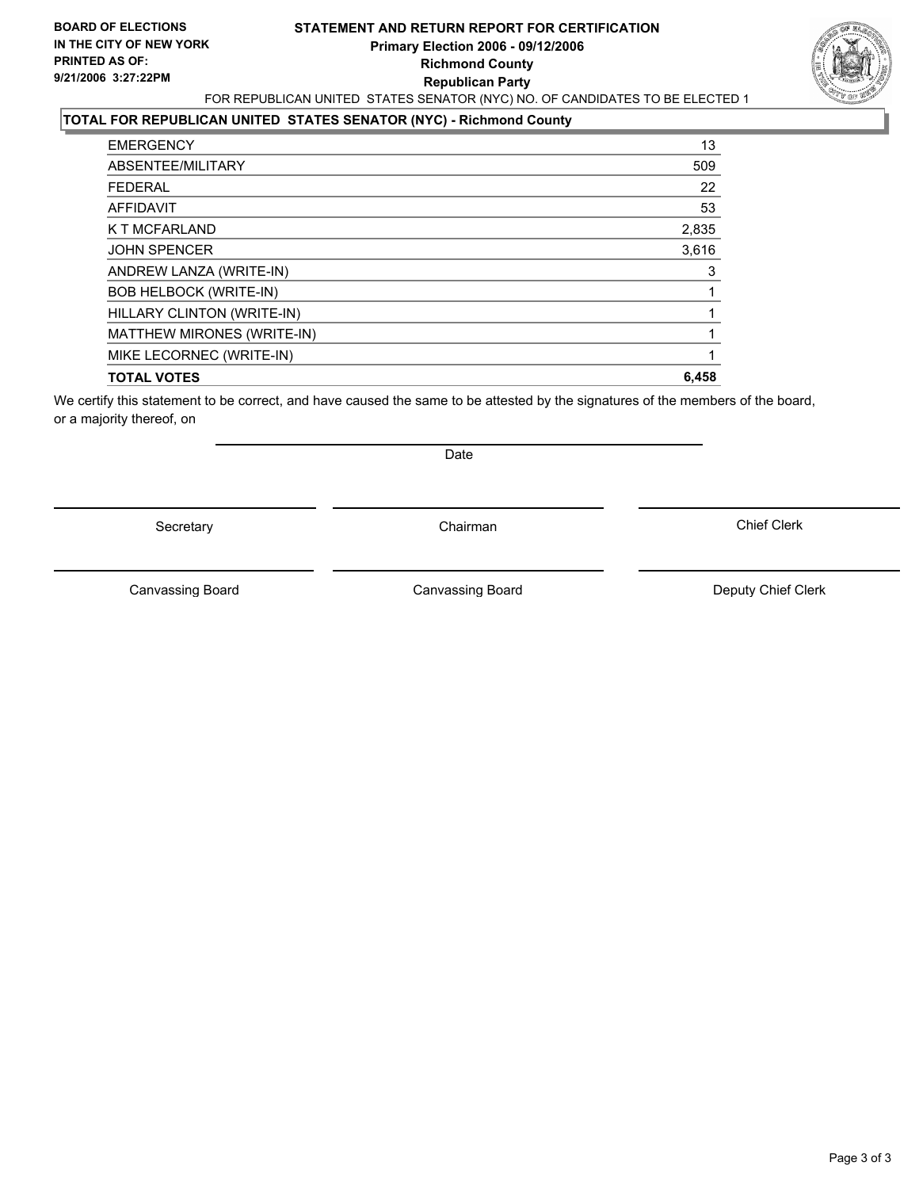**BOARD OF ELECTIONS IN THE CITY OF NEW YORK PRINTED AS OF: 9/21/2006 3:27:22PM**

# STATEMENT AND RETURN REPORT FOR CERTIFICATION
## Primary Election 2006 - 09/12/2006
## Richmond County
## Republican Party

FOR REPUBLICAN UNITED STATES SENATOR (NYC) NO. OF CANDIDATES TO BE ELECTED 1

### TOTAL FOR REPUBLICAN UNITED STATES SENATOR (NYC) - Richmond County

| | |
|---|---|
| EMERGENCY | 13 |
| ABSENTEE/MILITARY | 509 |
| FEDERAL | 22 |
| AFFIDAVIT | 53 |
| K T MCFARLAND | 2,835 |
| JOHN SPENCER | 3,616 |
| ANDREW LANZA (WRITE-IN) | 3 |
| BOB HELBOCK (WRITE-IN) | 1 |
| HILLARY CLINTON (WRITE-IN) | 1 |
| MATTHEW MIRONES (WRITE-IN) | 1 |
| MIKE LECORNEC (WRITE-IN) | 1 |
| **TOTAL VOTES** | **6,458** |

We certify this statement to be correct, and have caused the same to be attested by the signatures of the members of the board, or a majority thereof, on

Date

Secretary — Chairman — Chief Clerk

Canvassing Board — Canvassing Board — Deputy Chief Clerk